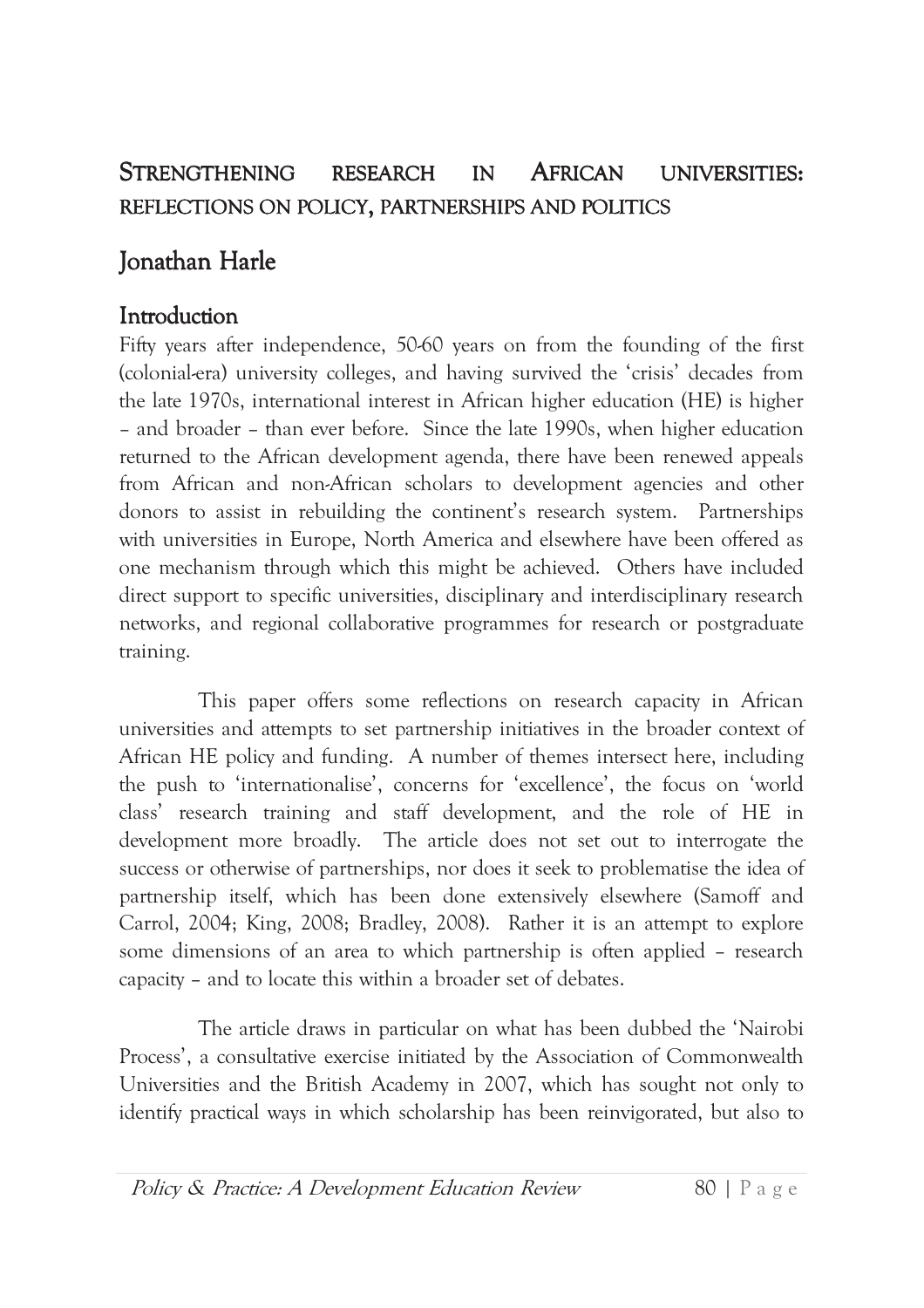# Strengthening research in African universities: reflections on policy, partnerships and politics

## Jonathan Harle

### Introduction

Fifty years after independence, 50-60 years on from the founding of the first (colonial-era) university colleges, and having survived the 'crisis' decades from the late 1970s, international interest in African higher education (HE) is higher – and broader – than ever before. Since the late 1990s, when higher education returned to the African development agenda, there have been renewed appeals from African and non-African scholars to development agencies and other donors to assist in rebuilding the continent's research system. Partnerships with universities in Europe, North America and elsewhere have been offered as one mechanism through which this might be achieved. Others have included direct support to specific universities, disciplinary and interdisciplinary research networks, and regional collaborative programmes for research or postgraduate training.

This paper offers some reflections on research capacity in African universities and attempts to set partnership initiatives in the broader context of African HE policy and funding. A number of themes intersect here, including the push to 'internationalise', concerns for 'excellence', the focus on 'world class' research training and staff development, and the role of HE in development more broadly. The article does not set out to interrogate the success or otherwise of partnerships, nor does it seek to problematise the idea of partnership itself, which has been done extensively elsewhere (Samoff and Carrol, 2004; King, 2008; Bradley, 2008). Rather it is an attempt to explore some dimensions of an area to which partnership is often applied – research capacity – and to locate this within a broader set of debates.

The article draws in particular on what has been dubbed the 'Nairobi Process', a consultative exercise initiated by the Association of Commonwealth Universities and the British Academy in 2007, which has sought not only to identify practical ways in which scholarship has been reinvigorated, but also to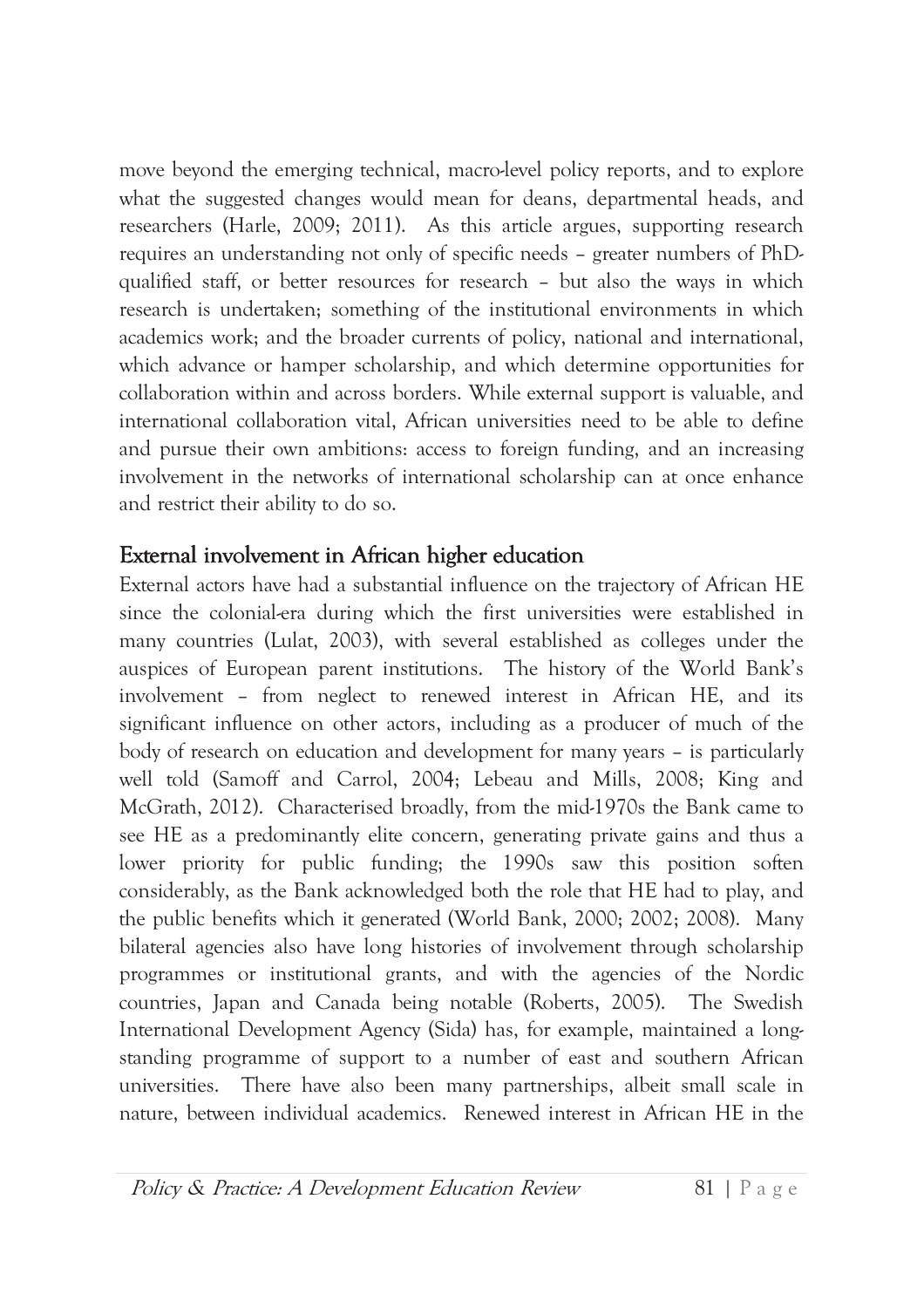move beyond the emerging technical, macro-level policy reports, and to explore what the suggested changes would mean for deans, departmental heads, and researchers (Harle, 2009; 2011). As this article argues, supporting research requires an understanding not only of specific needs – greater numbers of PhD-qualified staff, or better resources for research – but also the ways in which research is undertaken; something of the institutional environments in which academics work; and the broader currents of policy, national and international, which advance or hamper scholarship, and which determine opportunities for collaboration within and across borders. While external support is valuable, and international collaboration vital, African universities need to be able to define and pursue their own ambitions: access to foreign funding, and an increasing involvement in the networks of international scholarship can at once enhance and restrict their ability to do so.

## External involvement in African higher education

External actors have had a substantial influence on the trajectory of African HE since the colonial-era during which the first universities were established in many countries (Lulat, 2003), with several established as colleges under the auspices of European parent institutions. The history of the World Bank's involvement – from neglect to renewed interest in African HE, and its significant influence on other actors, including as a producer of much of the body of research on education and development for many years – is particularly well told (Samoff and Carrol, 2004; Lebeau and Mills, 2008; King and McGrath, 2012). Characterised broadly, from the mid-1970s the Bank came to see HE as a predominantly elite concern, generating private gains and thus a lower priority for public funding; the 1990s saw this position soften considerably, as the Bank acknowledged both the role that HE had to play, and the public benefits which it generated (World Bank, 2000; 2002; 2008). Many bilateral agencies also have long histories of involvement through scholarship programmes or institutional grants, and with the agencies of the Nordic countries, Japan and Canada being notable (Roberts, 2005). The Swedish International Development Agency (Sida) has, for example, maintained a long-standing programme of support to a number of east and southern African universities. There have also been many partnerships, albeit small scale in nature, between individual academics. Renewed interest in African HE in the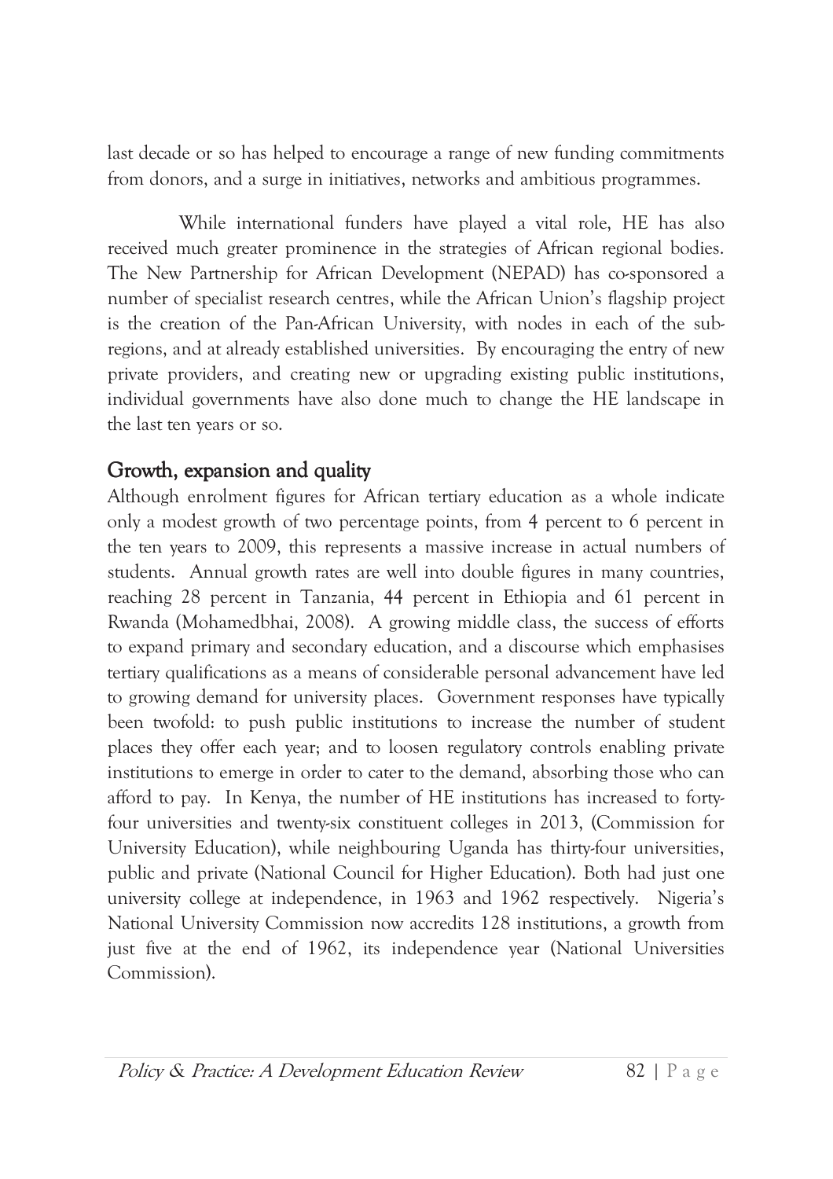last decade or so has helped to encourage a range of new funding commitments from donors, and a surge in initiatives, networks and ambitious programmes.

While international funders have played a vital role, HE has also received much greater prominence in the strategies of African regional bodies. The New Partnership for African Development (NEPAD) has co-sponsored a number of specialist research centres, while the African Union's flagship project is the creation of the Pan-African University, with nodes in each of the sub-regions, and at already established universities. By encouraging the entry of new private providers, and creating new or upgrading existing public institutions, individual governments have also done much to change the HE landscape in the last ten years or so.

## Growth, expansion and quality

Although enrolment figures for African tertiary education as a whole indicate only a modest growth of two percentage points, from 4 percent to 6 percent in the ten years to 2009, this represents a massive increase in actual numbers of students. Annual growth rates are well into double figures in many countries, reaching 28 percent in Tanzania, 44 percent in Ethiopia and 61 percent in Rwanda (Mohamedbhai, 2008). A growing middle class, the success of efforts to expand primary and secondary education, and a discourse which emphasises tertiary qualifications as a means of considerable personal advancement have led to growing demand for university places. Government responses have typically been twofold: to push public institutions to increase the number of student places they offer each year; and to loosen regulatory controls enabling private institutions to emerge in order to cater to the demand, absorbing those who can afford to pay. In Kenya, the number of HE institutions has increased to forty-four universities and twenty-six constituent colleges in 2013, (Commission for University Education), while neighbouring Uganda has thirty-four universities, public and private (National Council for Higher Education). Both had just one university college at independence, in 1963 and 1962 respectively. Nigeria's National University Commission now accredits 128 institutions, a growth from just five at the end of 1962, its independence year (National Universities Commission).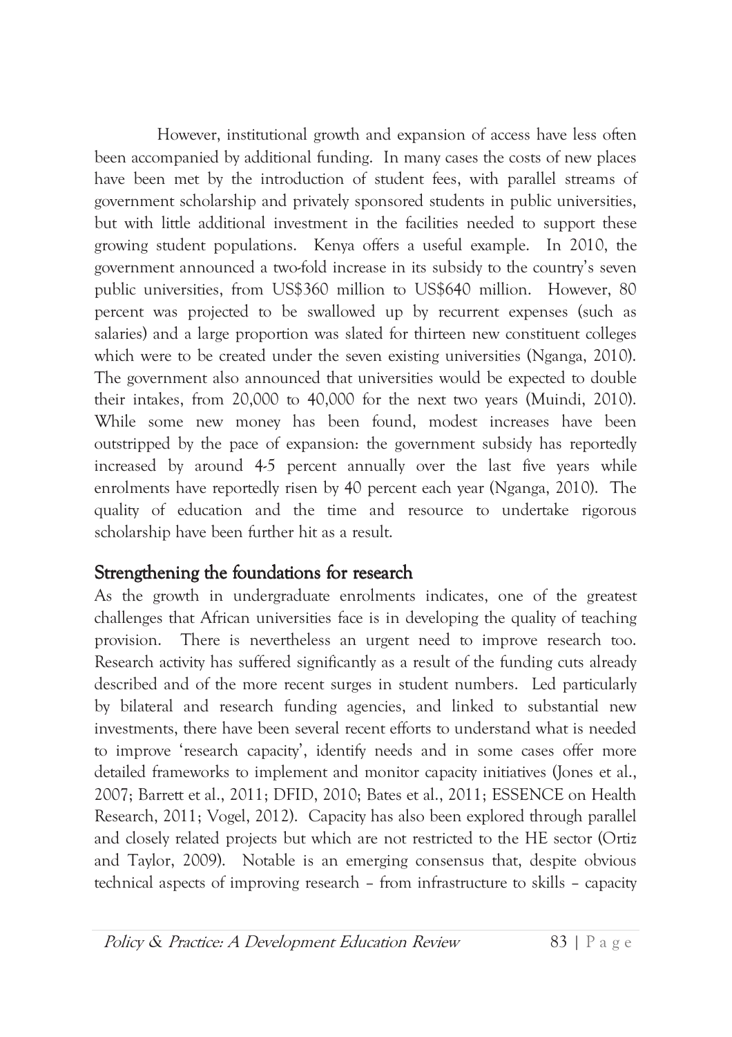However, institutional growth and expansion of access have less often been accompanied by additional funding. In many cases the costs of new places have been met by the introduction of student fees, with parallel streams of government scholarship and privately sponsored students in public universities, but with little additional investment in the facilities needed to support these growing student populations. Kenya offers a useful example. In 2010, the government announced a two-fold increase in its subsidy to the country's seven public universities, from US$360 million to US$640 million. However, 80 percent was projected to be swallowed up by recurrent expenses (such as salaries) and a large proportion was slated for thirteen new constituent colleges which were to be created under the seven existing universities (Nganga, 2010). The government also announced that universities would be expected to double their intakes, from 20,000 to 40,000 for the next two years (Muindi, 2010). While some new money has been found, modest increases have been outstripped by the pace of expansion: the government subsidy has reportedly increased by around 4-5 percent annually over the last five years while enrolments have reportedly risen by 40 percent each year (Nganga, 2010). The quality of education and the time and resource to undertake rigorous scholarship have been further hit as a result.

## Strengthening the foundations for research

As the growth in undergraduate enrolments indicates, one of the greatest challenges that African universities face is in developing the quality of teaching provision. There is nevertheless an urgent need to improve research too. Research activity has suffered significantly as a result of the funding cuts already described and of the more recent surges in student numbers. Led particularly by bilateral and research funding agencies, and linked to substantial new investments, there have been several recent efforts to understand what is needed to improve 'research capacity', identify needs and in some cases offer more detailed frameworks to implement and monitor capacity initiatives (Jones et al., 2007; Barrett et al., 2011; DFID, 2010; Bates et al., 2011; ESSENCE on Health Research, 2011; Vogel, 2012). Capacity has also been explored through parallel and closely related projects but which are not restricted to the HE sector (Ortiz and Taylor, 2009). Notable is an emerging consensus that, despite obvious technical aspects of improving research – from infrastructure to skills – capacity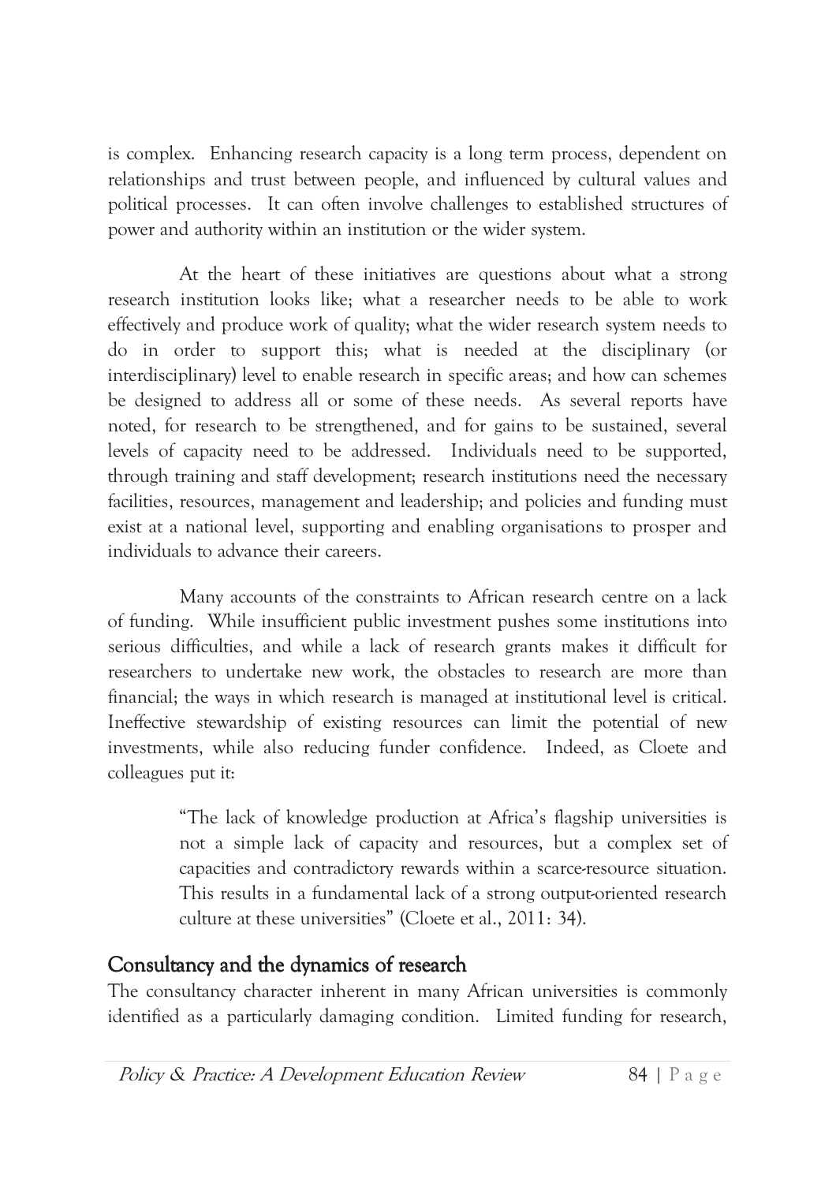is complex. Enhancing research capacity is a long term process, dependent on relationships and trust between people, and influenced by cultural values and political processes. It can often involve challenges to established structures of power and authority within an institution or the wider system.

At the heart of these initiatives are questions about what a strong research institution looks like; what a researcher needs to be able to work effectively and produce work of quality; what the wider research system needs to do in order to support this; what is needed at the disciplinary (or interdisciplinary) level to enable research in specific areas; and how can schemes be designed to address all or some of these needs. As several reports have noted, for research to be strengthened, and for gains to be sustained, several levels of capacity need to be addressed. Individuals need to be supported, through training and staff development; research institutions need the necessary facilities, resources, management and leadership; and policies and funding must exist at a national level, supporting and enabling organisations to prosper and individuals to advance their careers.

Many accounts of the constraints to African research centre on a lack of funding. While insufficient public investment pushes some institutions into serious difficulties, and while a lack of research grants makes it difficult for researchers to undertake new work, the obstacles to research are more than financial; the ways in which research is managed at institutional level is critical. Ineffective stewardship of existing resources can limit the potential of new investments, while also reducing funder confidence. Indeed, as Cloete and colleagues put it:

> "The lack of knowledge production at Africa's flagship universities is not a simple lack of capacity and resources, but a complex set of capacities and contradictory rewards within a scarce-resource situation. This results in a fundamental lack of a strong output-oriented research culture at these universities" (Cloete et al., 2011: 34).

## Consultancy and the dynamics of research

The consultancy character inherent in many African universities is commonly identified as a particularly damaging condition. Limited funding for research,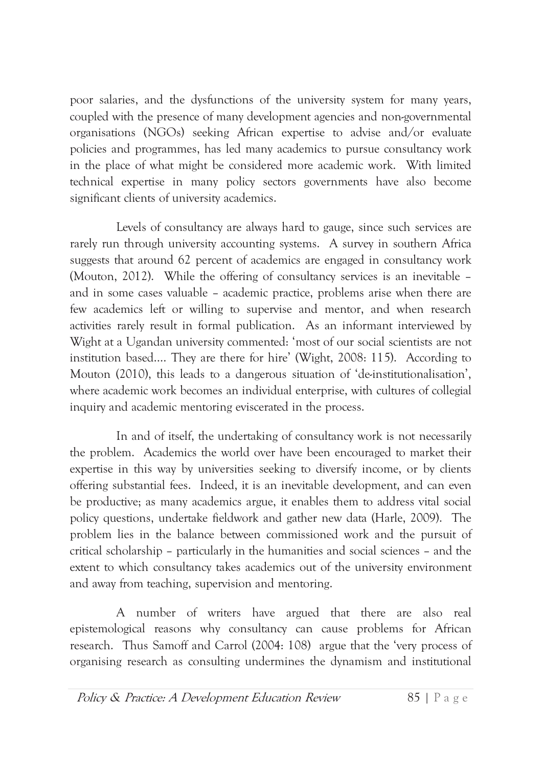poor salaries, and the dysfunctions of the university system for many years, coupled with the presence of many development agencies and non-governmental organisations (NGOs) seeking African expertise to advise and/or evaluate policies and programmes, has led many academics to pursue consultancy work in the place of what might be considered more academic work. With limited technical expertise in many policy sectors governments have also become significant clients of university academics.

Levels of consultancy are always hard to gauge, since such services are rarely run through university accounting systems. A survey in southern Africa suggests that around 62 percent of academics are engaged in consultancy work (Mouton, 2012). While the offering of consultancy services is an inevitable – and in some cases valuable – academic practice, problems arise when there are few academics left or willing to supervise and mentor, and when research activities rarely result in formal publication. As an informant interviewed by Wight at a Ugandan university commented: 'most of our social scientists are not institution based…. They are there for hire' (Wight, 2008: 115). According to Mouton (2010), this leads to a dangerous situation of 'de-institutionalisation', where academic work becomes an individual enterprise, with cultures of collegial inquiry and academic mentoring eviscerated in the process.

In and of itself, the undertaking of consultancy work is not necessarily the problem. Academics the world over have been encouraged to market their expertise in this way by universities seeking to diversify income, or by clients offering substantial fees. Indeed, it is an inevitable development, and can even be productive; as many academics argue, it enables them to address vital social policy questions, undertake fieldwork and gather new data (Harle, 2009). The problem lies in the balance between commissioned work and the pursuit of critical scholarship – particularly in the humanities and social sciences – and the extent to which consultancy takes academics out of the university environment and away from teaching, supervision and mentoring.

A number of writers have argued that there are also real epistemological reasons why consultancy can cause problems for African research. Thus Samoff and Carrol (2004: 108) argue that the 'very process of organising research as consulting undermines the dynamism and institutional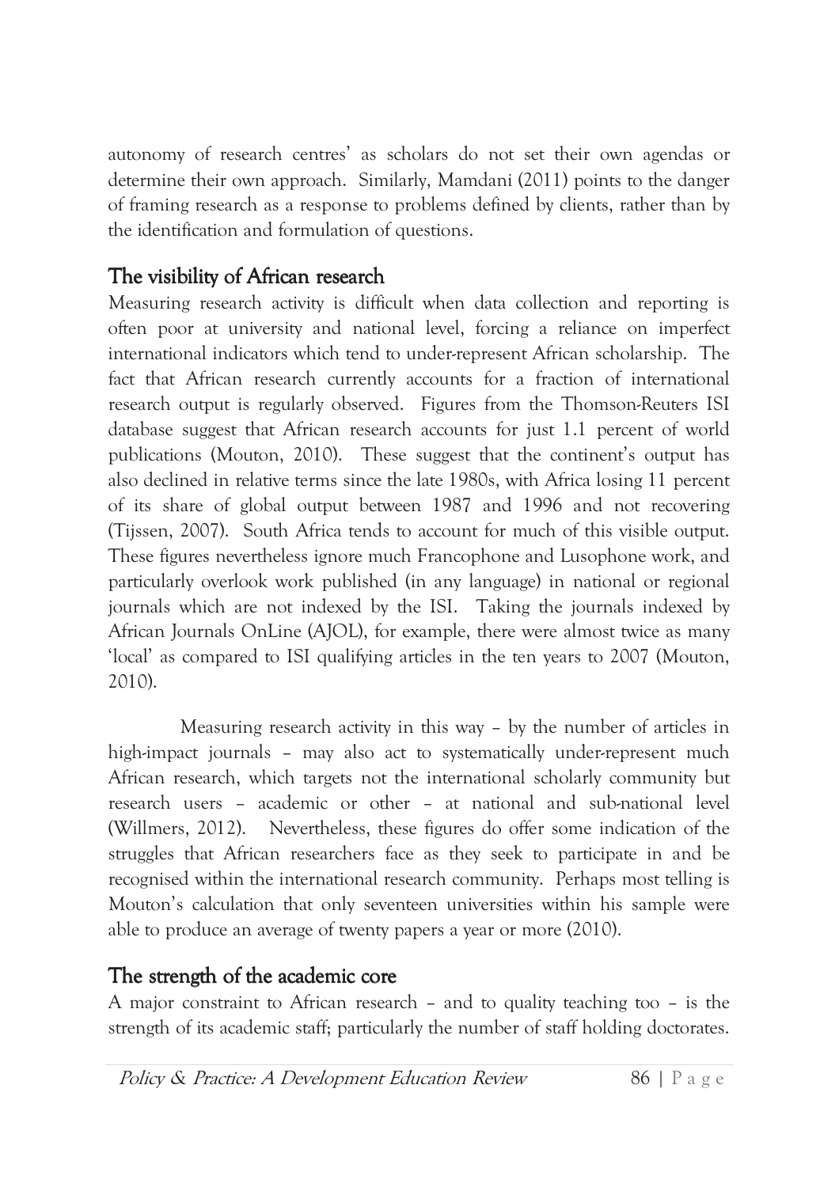autonomy of research centres' as scholars do not set their own agendas or determine their own approach. Similarly, Mamdani (2011) points to the danger of framing research as a response to problems defined by clients, rather than by the identification and formulation of questions.

## The visibility of African research

Measuring research activity is difficult when data collection and reporting is often poor at university and national level, forcing a reliance on imperfect international indicators which tend to under-represent African scholarship. The fact that African research currently accounts for a fraction of international research output is regularly observed. Figures from the Thomson-Reuters ISI database suggest that African research accounts for just 1.1 percent of world publications (Mouton, 2010). These suggest that the continent's output has also declined in relative terms since the late 1980s, with Africa losing 11 percent of its share of global output between 1987 and 1996 and not recovering (Tijssen, 2007). South Africa tends to account for much of this visible output. These figures nevertheless ignore much Francophone and Lusophone work, and particularly overlook work published (in any language) in national or regional journals which are not indexed by the ISI. Taking the journals indexed by African Journals OnLine (AJOL), for example, there were almost twice as many 'local' as compared to ISI qualifying articles in the ten years to 2007 (Mouton, 2010).

Measuring research activity in this way – by the number of articles in high-impact journals – may also act to systematically under-represent much African research, which targets not the international scholarly community but research users – academic or other – at national and sub-national level (Willmers, 2012). Nevertheless, these figures do offer some indication of the struggles that African researchers face as they seek to participate in and be recognised within the international research community. Perhaps most telling is Mouton's calculation that only seventeen universities within his sample were able to produce an average of twenty papers a year or more (2010).

## The strength of the academic core

A major constraint to African research – and to quality teaching too – is the strength of its academic staff; particularly the number of staff holding doctorates.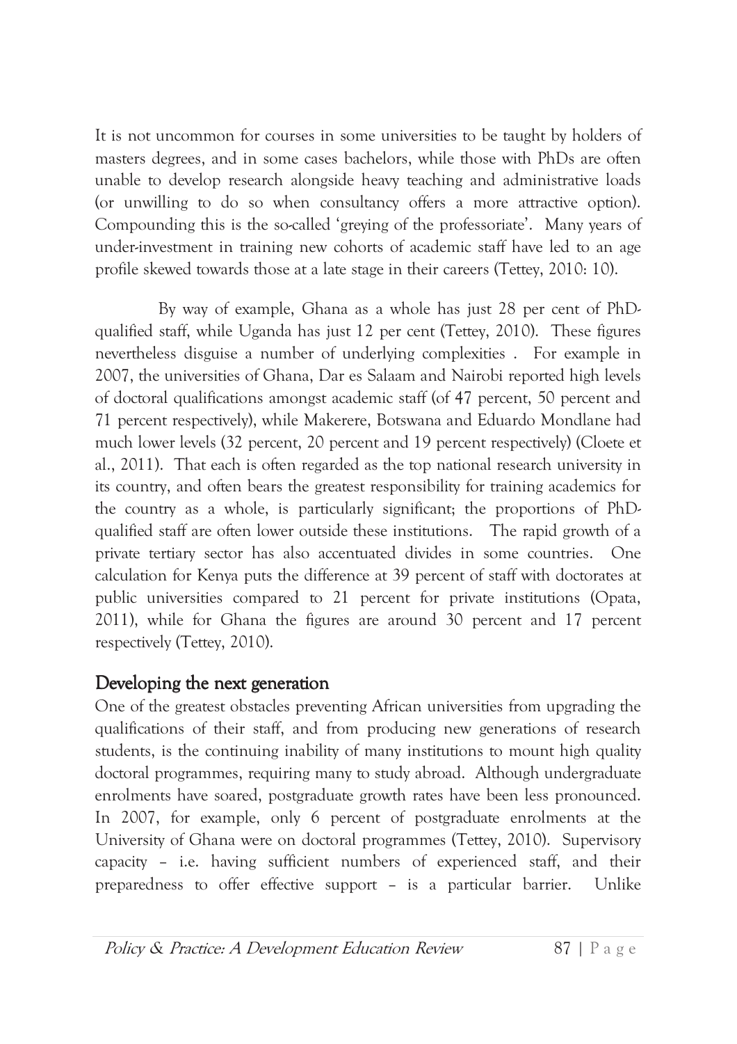It is not uncommon for courses in some universities to be taught by holders of masters degrees, and in some cases bachelors, while those with PhDs are often unable to develop research alongside heavy teaching and administrative loads (or unwilling to do so when consultancy offers a more attractive option). Compounding this is the so-called 'greying of the professoriate'. Many years of under-investment in training new cohorts of academic staff have led to an age profile skewed towards those at a late stage in their careers (Tettey, 2010: 10).

By way of example, Ghana as a whole has just 28 per cent of PhD-qualified staff, while Uganda has just 12 per cent (Tettey, 2010). These figures nevertheless disguise a number of underlying complexities . For example in 2007, the universities of Ghana, Dar es Salaam and Nairobi reported high levels of doctoral qualifications amongst academic staff (of 47 percent, 50 percent and 71 percent respectively), while Makerere, Botswana and Eduardo Mondlane had much lower levels (32 percent, 20 percent and 19 percent respectively) (Cloete et al., 2011). That each is often regarded as the top national research university in its country, and often bears the greatest responsibility for training academics for the country as a whole, is particularly significant; the proportions of PhD-qualified staff are often lower outside these institutions. The rapid growth of a private tertiary sector has also accentuated divides in some countries. One calculation for Kenya puts the difference at 39 percent of staff with doctorates at public universities compared to 21 percent for private institutions (Opata, 2011), while for Ghana the figures are around 30 percent and 17 percent respectively (Tettey, 2010).

## Developing the next generation

One of the greatest obstacles preventing African universities from upgrading the qualifications of their staff, and from producing new generations of research students, is the continuing inability of many institutions to mount high quality doctoral programmes, requiring many to study abroad. Although undergraduate enrolments have soared, postgraduate growth rates have been less pronounced. In 2007, for example, only 6 percent of postgraduate enrolments at the University of Ghana were on doctoral programmes (Tettey, 2010). Supervisory capacity – i.e. having sufficient numbers of experienced staff, and their preparedness to offer effective support – is a particular barrier. Unlike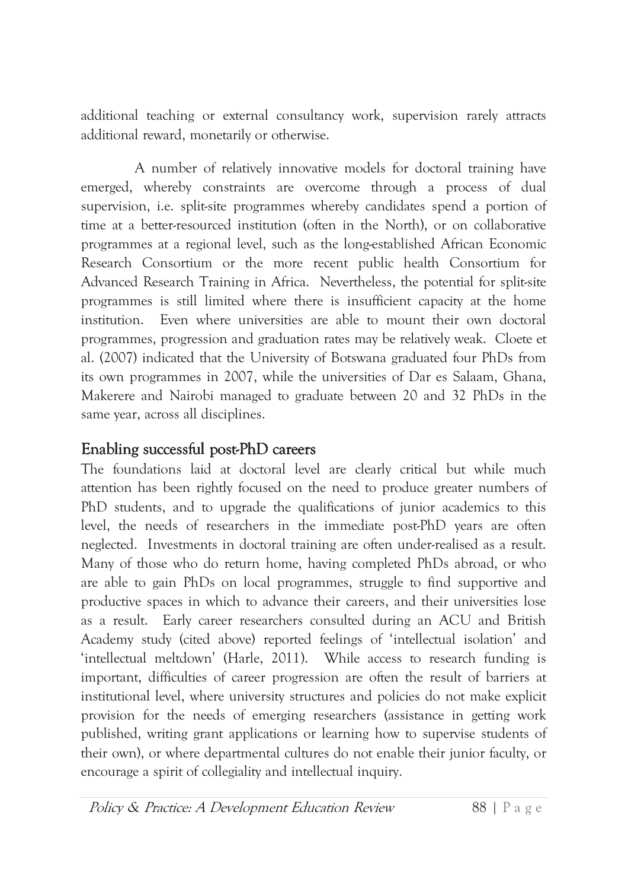additional teaching or external consultancy work, supervision rarely attracts additional reward, monetarily or otherwise.

A number of relatively innovative models for doctoral training have emerged, whereby constraints are overcome through a process of dual supervision, i.e. split-site programmes whereby candidates spend a portion of time at a better-resourced institution (often in the North), or on collaborative programmes at a regional level, such as the long-established African Economic Research Consortium or the more recent public health Consortium for Advanced Research Training in Africa. Nevertheless, the potential for split-site programmes is still limited where there is insufficient capacity at the home institution. Even where universities are able to mount their own doctoral programmes, progression and graduation rates may be relatively weak. Cloete et al. (2007) indicated that the University of Botswana graduated four PhDs from its own programmes in 2007, while the universities of Dar es Salaam, Ghana, Makerere and Nairobi managed to graduate between 20 and 32 PhDs in the same year, across all disciplines.

## Enabling successful post-PhD careers

The foundations laid at doctoral level are clearly critical but while much attention has been rightly focused on the need to produce greater numbers of PhD students, and to upgrade the qualifications of junior academics to this level, the needs of researchers in the immediate post-PhD years are often neglected. Investments in doctoral training are often under-realised as a result. Many of those who do return home, having completed PhDs abroad, or who are able to gain PhDs on local programmes, struggle to find supportive and productive spaces in which to advance their careers, and their universities lose as a result. Early career researchers consulted during an ACU and British Academy study (cited above) reported feelings of 'intellectual isolation' and 'intellectual meltdown' (Harle, 2011). While access to research funding is important, difficulties of career progression are often the result of barriers at institutional level, where university structures and policies do not make explicit provision for the needs of emerging researchers (assistance in getting work published, writing grant applications or learning how to supervise students of their own), or where departmental cultures do not enable their junior faculty, or encourage a spirit of collegiality and intellectual inquiry.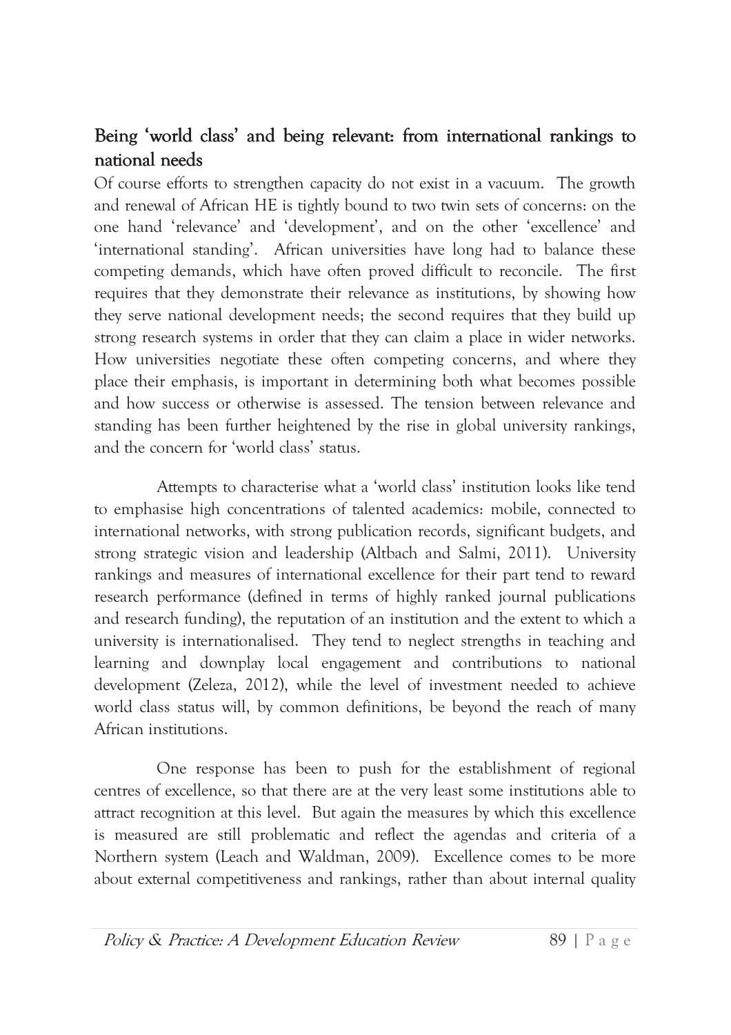## Being 'world class' and being relevant: from international rankings to national needs

Of course efforts to strengthen capacity do not exist in a vacuum. The growth and renewal of African HE is tightly bound to two twin sets of concerns: on the one hand 'relevance' and 'development', and on the other 'excellence' and 'international standing'. African universities have long had to balance these competing demands, which have often proved difficult to reconcile. The first requires that they demonstrate their relevance as institutions, by showing how they serve national development needs; the second requires that they build up strong research systems in order that they can claim a place in wider networks. How universities negotiate these often competing concerns, and where they place their emphasis, is important in determining both what becomes possible and how success or otherwise is assessed. The tension between relevance and standing has been further heightened by the rise in global university rankings, and the concern for 'world class' status.

Attempts to characterise what a 'world class' institution looks like tend to emphasise high concentrations of talented academics: mobile, connected to international networks, with strong publication records, significant budgets, and strong strategic vision and leadership (Altbach and Salmi, 2011). University rankings and measures of international excellence for their part tend to reward research performance (defined in terms of highly ranked journal publications and research funding), the reputation of an institution and the extent to which a university is internationalised. They tend to neglect strengths in teaching and learning and downplay local engagement and contributions to national development (Zeleza, 2012), while the level of investment needed to achieve world class status will, by common definitions, be beyond the reach of many African institutions.

One response has been to push for the establishment of regional centres of excellence, so that there are at the very least some institutions able to attract recognition at this level. But again the measures by which this excellence is measured are still problematic and reflect the agendas and criteria of a Northern system (Leach and Waldman, 2009). Excellence comes to be more about external competitiveness and rankings, rather than about internal quality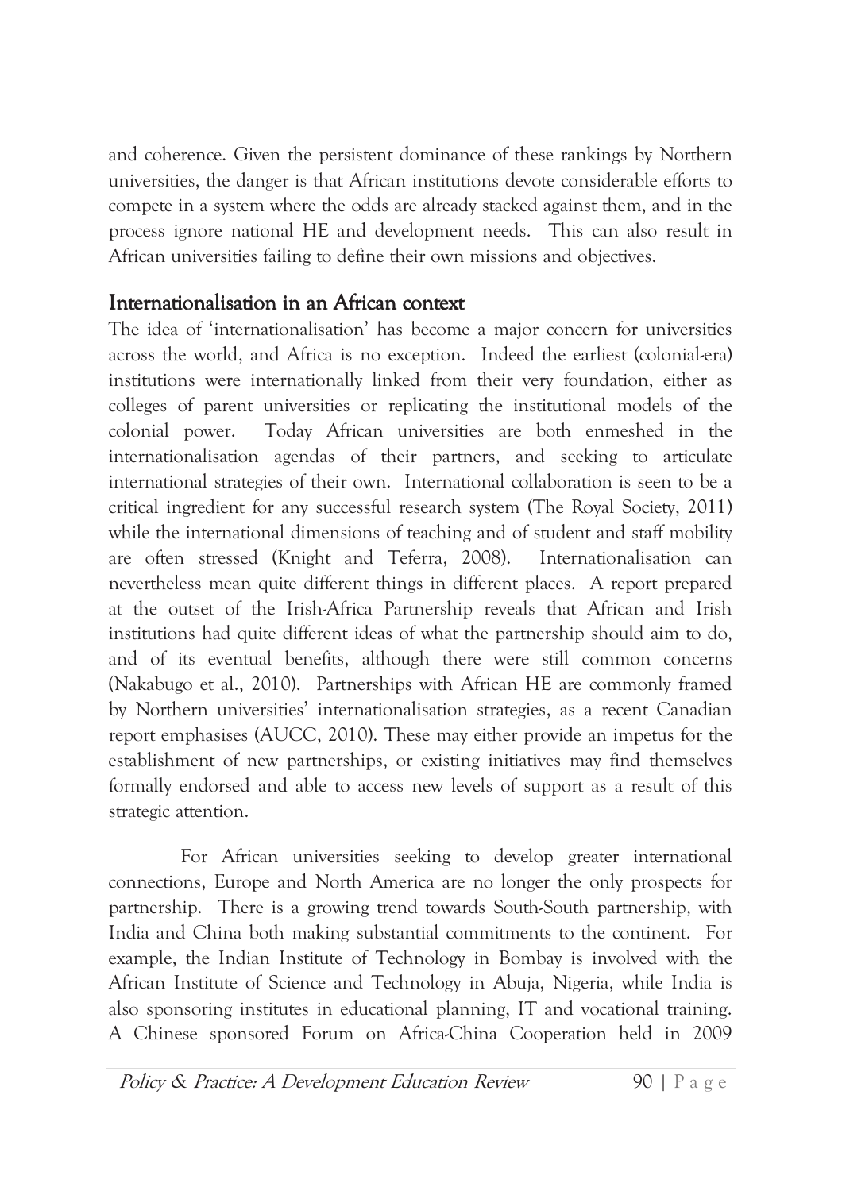and coherence. Given the persistent dominance of these rankings by Northern universities, the danger is that African institutions devote considerable efforts to compete in a system where the odds are already stacked against them, and in the process ignore national HE and development needs. This can also result in African universities failing to define their own missions and objectives.

## Internationalisation in an African context

The idea of 'internationalisation' has become a major concern for universities across the world, and Africa is no exception. Indeed the earliest (colonial-era) institutions were internationally linked from their very foundation, either as colleges of parent universities or replicating the institutional models of the colonial power. Today African universities are both enmeshed in the internationalisation agendas of their partners, and seeking to articulate international strategies of their own. International collaboration is seen to be a critical ingredient for any successful research system (The Royal Society, 2011) while the international dimensions of teaching and of student and staff mobility are often stressed (Knight and Teferra, 2008). Internationalisation can nevertheless mean quite different things in different places. A report prepared at the outset of the Irish-Africa Partnership reveals that African and Irish institutions had quite different ideas of what the partnership should aim to do, and of its eventual benefits, although there were still common concerns (Nakabugo et al., 2010). Partnerships with African HE are commonly framed by Northern universities' internationalisation strategies, as a recent Canadian report emphasises (AUCC, 2010). These may either provide an impetus for the establishment of new partnerships, or existing initiatives may find themselves formally endorsed and able to access new levels of support as a result of this strategic attention.

For African universities seeking to develop greater international connections, Europe and North America are no longer the only prospects for partnership. There is a growing trend towards South-South partnership, with India and China both making substantial commitments to the continent. For example, the Indian Institute of Technology in Bombay is involved with the African Institute of Science and Technology in Abuja, Nigeria, while India is also sponsoring institutes in educational planning, IT and vocational training. A Chinese sponsored Forum on Africa-China Cooperation held in 2009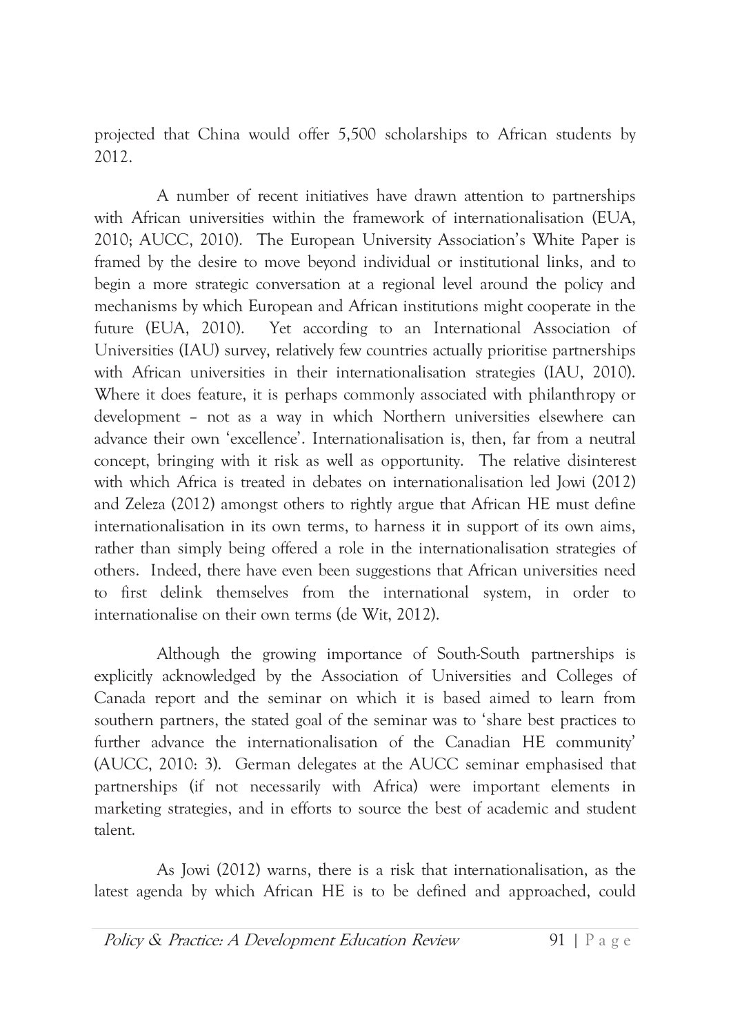projected that China would offer 5,500 scholarships to African students by 2012.

A number of recent initiatives have drawn attention to partnerships with African universities within the framework of internationalisation (EUA, 2010; AUCC, 2010). The European University Association's White Paper is framed by the desire to move beyond individual or institutional links, and to begin a more strategic conversation at a regional level around the policy and mechanisms by which European and African institutions might cooperate in the future (EUA, 2010). Yet according to an International Association of Universities (IAU) survey, relatively few countries actually prioritise partnerships with African universities in their internationalisation strategies (IAU, 2010). Where it does feature, it is perhaps commonly associated with philanthropy or development – not as a way in which Northern universities elsewhere can advance their own 'excellence'. Internationalisation is, then, far from a neutral concept, bringing with it risk as well as opportunity. The relative disinterest with which Africa is treated in debates on internationalisation led Jowi (2012) and Zeleza (2012) amongst others to rightly argue that African HE must define internationalisation in its own terms, to harness it in support of its own aims, rather than simply being offered a role in the internationalisation strategies of others. Indeed, there have even been suggestions that African universities need to first delink themselves from the international system, in order to internationalise on their own terms (de Wit, 2012).

Although the growing importance of South-South partnerships is explicitly acknowledged by the Association of Universities and Colleges of Canada report and the seminar on which it is based aimed to learn from southern partners, the stated goal of the seminar was to 'share best practices to further advance the internationalisation of the Canadian HE community' (AUCC, 2010: 3). German delegates at the AUCC seminar emphasised that partnerships (if not necessarily with Africa) were important elements in marketing strategies, and in efforts to source the best of academic and student talent.

As Jowi (2012) warns, there is a risk that internationalisation, as the latest agenda by which African HE is to be defined and approached, could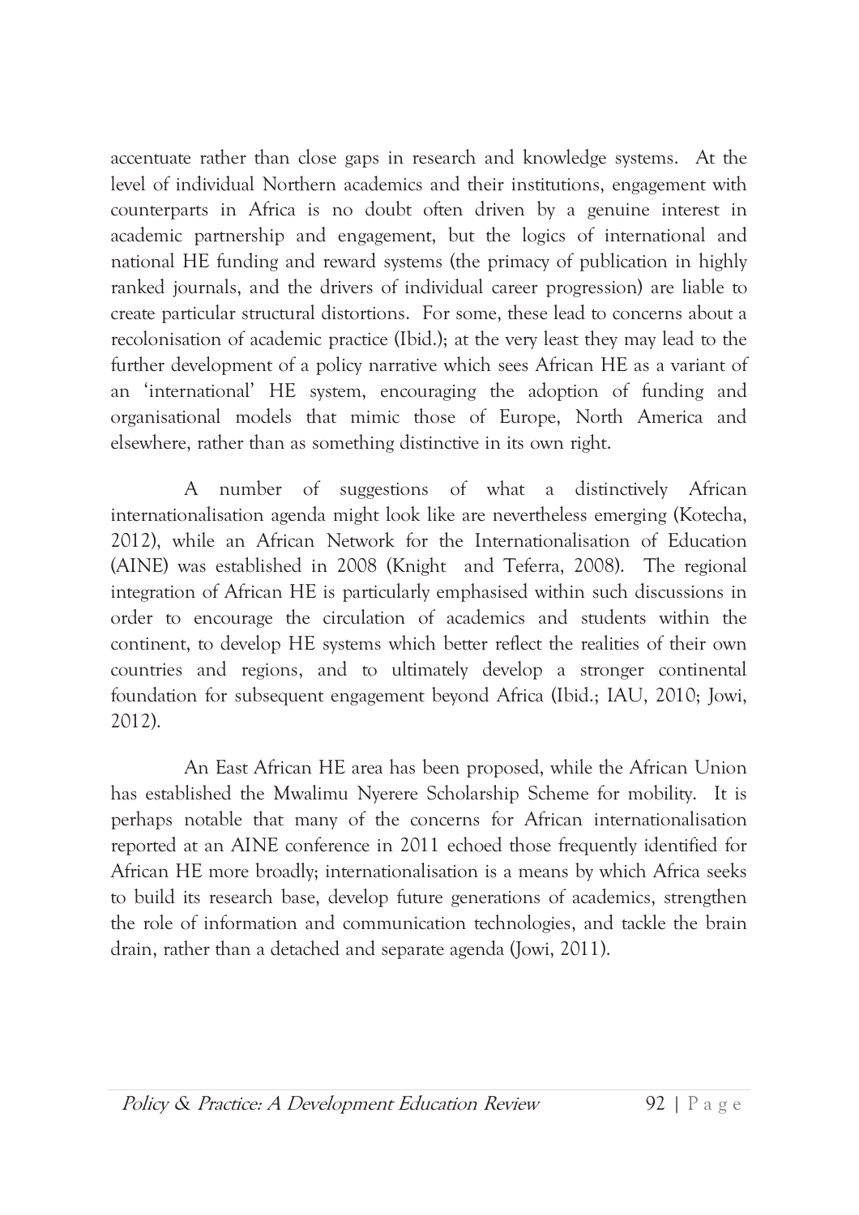accentuate rather than close gaps in research and knowledge systems. At the level of individual Northern academics and their institutions, engagement with counterparts in Africa is no doubt often driven by a genuine interest in academic partnership and engagement, but the logics of international and national HE funding and reward systems (the primacy of publication in highly ranked journals, and the drivers of individual career progression) are liable to create particular structural distortions. For some, these lead to concerns about a recolonisation of academic practice (Ibid.); at the very least they may lead to the further development of a policy narrative which sees African HE as a variant of an 'international' HE system, encouraging the adoption of funding and organisational models that mimic those of Europe, North America and elsewhere, rather than as something distinctive in its own right.

A number of suggestions of what a distinctively African internationalisation agenda might look like are nevertheless emerging (Kotecha, 2012), while an African Network for the Internationalisation of Education (AINE) was established in 2008 (Knight and Teferra, 2008). The regional integration of African HE is particularly emphasised within such discussions in order to encourage the circulation of academics and students within the continent, to develop HE systems which better reflect the realities of their own countries and regions, and to ultimately develop a stronger continental foundation for subsequent engagement beyond Africa (Ibid.; IAU, 2010; Jowi, 2012).

An East African HE area has been proposed, while the African Union has established the Mwalimu Nyerere Scholarship Scheme for mobility. It is perhaps notable that many of the concerns for African internationalisation reported at an AINE conference in 2011 echoed those frequently identified for African HE more broadly; internationalisation is a means by which Africa seeks to build its research base, develop future generations of academics, strengthen the role of information and communication technologies, and tackle the brain drain, rather than a detached and separate agenda (Jowi, 2011).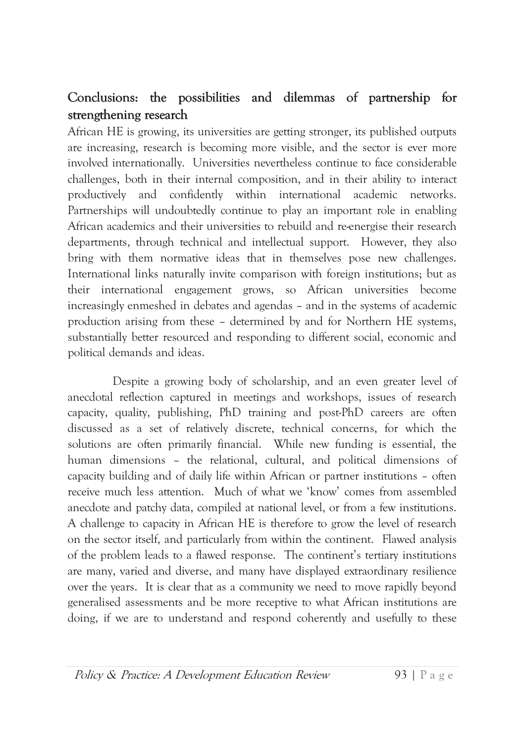## Conclusions: the possibilities and dilemmas of partnership for strengthening research

African HE is growing, its universities are getting stronger, its published outputs are increasing, research is becoming more visible, and the sector is ever more involved internationally. Universities nevertheless continue to face considerable challenges, both in their internal composition, and in their ability to interact productively and confidently within international academic networks. Partnerships will undoubtedly continue to play an important role in enabling African academics and their universities to rebuild and re-energise their research departments, through technical and intellectual support. However, they also bring with them normative ideas that in themselves pose new challenges. International links naturally invite comparison with foreign institutions; but as their international engagement grows, so African universities become increasingly enmeshed in debates and agendas – and in the systems of academic production arising from these – determined by and for Northern HE systems, substantially better resourced and responding to different social, economic and political demands and ideas.

Despite a growing body of scholarship, and an even greater level of anecdotal reflection captured in meetings and workshops, issues of research capacity, quality, publishing, PhD training and post-PhD careers are often discussed as a set of relatively discrete, technical concerns, for which the solutions are often primarily financial. While new funding is essential, the human dimensions – the relational, cultural, and political dimensions of capacity building and of daily life within African or partner institutions – often receive much less attention. Much of what we 'know' comes from assembled anecdote and patchy data, compiled at national level, or from a few institutions. A challenge to capacity in African HE is therefore to grow the level of research on the sector itself, and particularly from within the continent. Flawed analysis of the problem leads to a flawed response. The continent's tertiary institutions are many, varied and diverse, and many have displayed extraordinary resilience over the years. It is clear that as a community we need to move rapidly beyond generalised assessments and be more receptive to what African institutions are doing, if we are to understand and respond coherently and usefully to these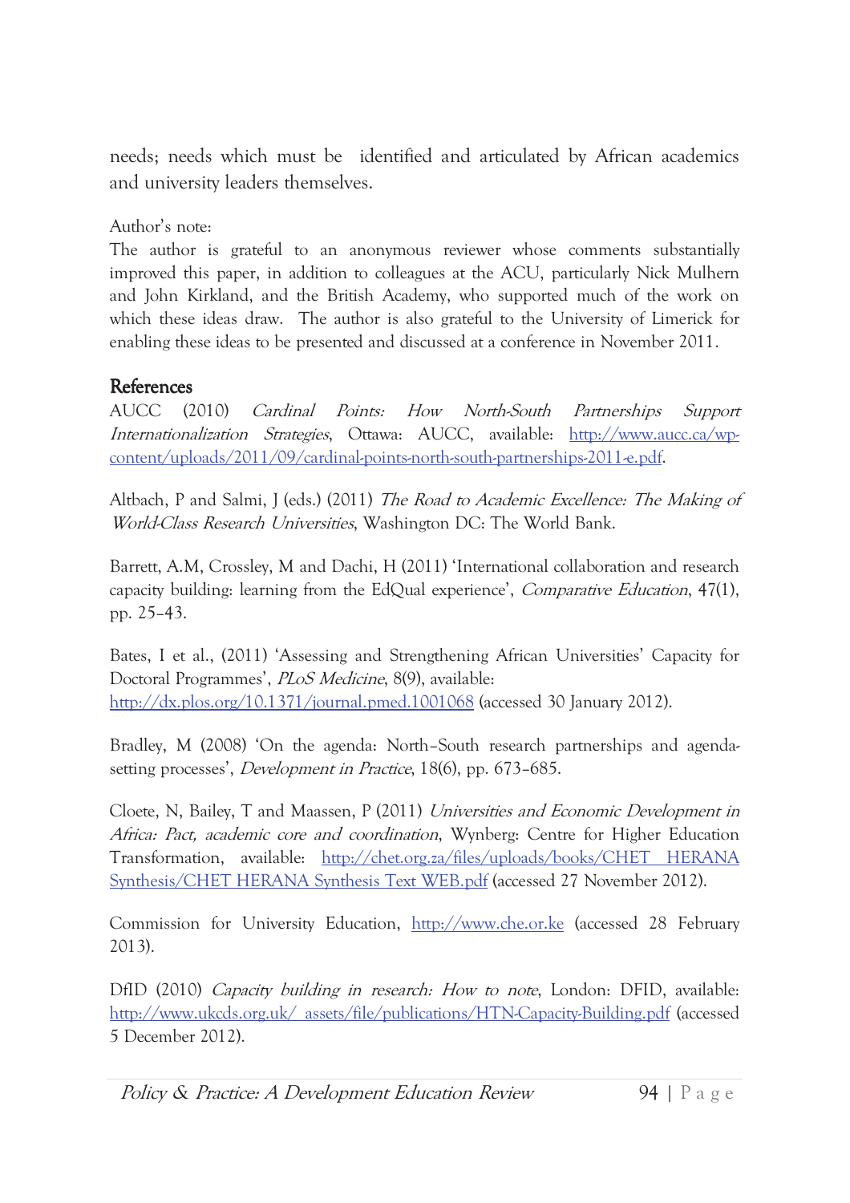needs; needs which must be identified and articulated by African academics and university leaders themselves.

Author's note:
The author is grateful to an anonymous reviewer whose comments substantially improved this paper, in addition to colleagues at the ACU, particularly Nick Mulhern and John Kirkland, and the British Academy, who supported much of the work on which these ideas draw. The author is also grateful to the University of Limerick for enabling these ideas to be presented and discussed at a conference in November 2011.

## References

AUCC (2010) *Cardinal Points: How North-South Partnerships Support Internationalization Strategies*, Ottawa: AUCC, available: http://www.aucc.ca/wp-content/uploads/2011/09/cardinal-points-north-south-partnerships-2011-e.pdf.

Altbach, P and Salmi, J (eds.) (2011) *The Road to Academic Excellence: The Making of World-Class Research Universities*, Washington DC: The World Bank.

Barrett, A.M, Crossley, M and Dachi, H (2011) 'International collaboration and research capacity building: learning from the EdQual experience', *Comparative Education*, 47(1), pp. 25–43.

Bates, I et al., (2011) 'Assessing and Strengthening African Universities' Capacity for Doctoral Programmes', *PLoS Medicine*, 8(9), available: http://dx.plos.org/10.1371/journal.pmed.1001068 (accessed 30 January 2012).

Bradley, M (2008) 'On the agenda: North–South research partnerships and agenda-setting processes', *Development in Practice*, 18(6), pp. 673–685.

Cloete, N, Bailey, T and Maassen, P (2011) *Universities and Economic Development in Africa: Pact, academic core and coordination*, Wynberg: Centre for Higher Education Transformation, available: http://chet.org.za/files/uploads/books/CHET HERANA Synthesis/CHET HERANA Synthesis Text WEB.pdf (accessed 27 November 2012).

Commission for University Education, http://www.che.or.ke (accessed 28 February 2013).

DfID (2010) *Capacity building in research: How to note*, London: DFID, available: http://www.ukcds.org.uk/_assets/file/publications/HTN-Capacity-Building.pdf (accessed 5 December 2012).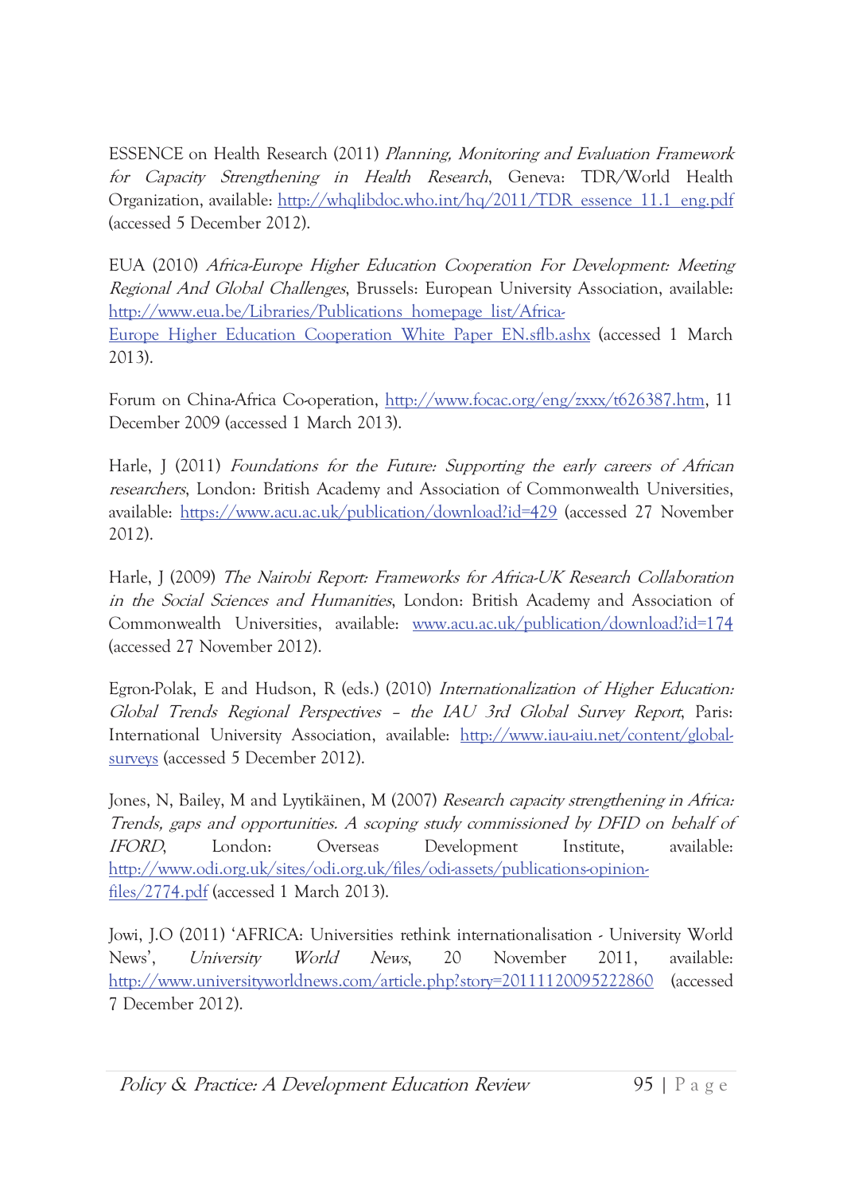ESSENCE on Health Research (2011) *Planning, Monitoring and Evaluation Framework for Capacity Strengthening in Health Research*, Geneva: TDR/World Health Organization, available: http://whqlibdoc.who.int/hq/2011/TDR_essence_11.1_eng.pdf (accessed 5 December 2012).

EUA (2010) *Africa-Europe Higher Education Cooperation For Development: Meeting Regional And Global Challenges*, Brussels: European University Association, available: http://www.eua.be/Libraries/Publications_homepage_list/Africa-Europe_Higher_Education_Cooperation_White_Paper_EN.sflb.ashx (accessed 1 March 2013).

Forum on China-Africa Co-operation, http://www.focac.org/eng/zxxx/t626387.htm, 11 December 2009 (accessed 1 March 2013).

Harle, J (2011) *Foundations for the Future: Supporting the early careers of African researchers*, London: British Academy and Association of Commonwealth Universities, available: https://www.acu.ac.uk/publication/download?id=429 (accessed 27 November 2012).

Harle, J (2009) *The Nairobi Report: Frameworks for Africa-UK Research Collaboration in the Social Sciences and Humanities*, London: British Academy and Association of Commonwealth Universities, available: www.acu.ac.uk/publication/download?id=174 (accessed 27 November 2012).

Egron-Polak, E and Hudson, R (eds.) (2010) *Internationalization of Higher Education: Global Trends Regional Perspectives – the IAU 3rd Global Survey Report*, Paris: International University Association, available: http://www.iau-aiu.net/content/global-surveys (accessed 5 December 2012).

Jones, N, Bailey, M and Lyytikäinen, M (2007) *Research capacity strengthening in Africa: Trends, gaps and opportunities. A scoping study commissioned by DFID on behalf of IFORD*, London: Overseas Development Institute, available: http://www.odi.org.uk/sites/odi.org.uk/files/odi-assets/publications-opinion-files/2774.pdf (accessed 1 March 2013).

Jowi, J.O (2011) 'AFRICA: Universities rethink internationalisation - University World News', *University World News*, 20 November 2011, available: http://www.universityworldnews.com/article.php?story=20111120095222860 (accessed 7 December 2012).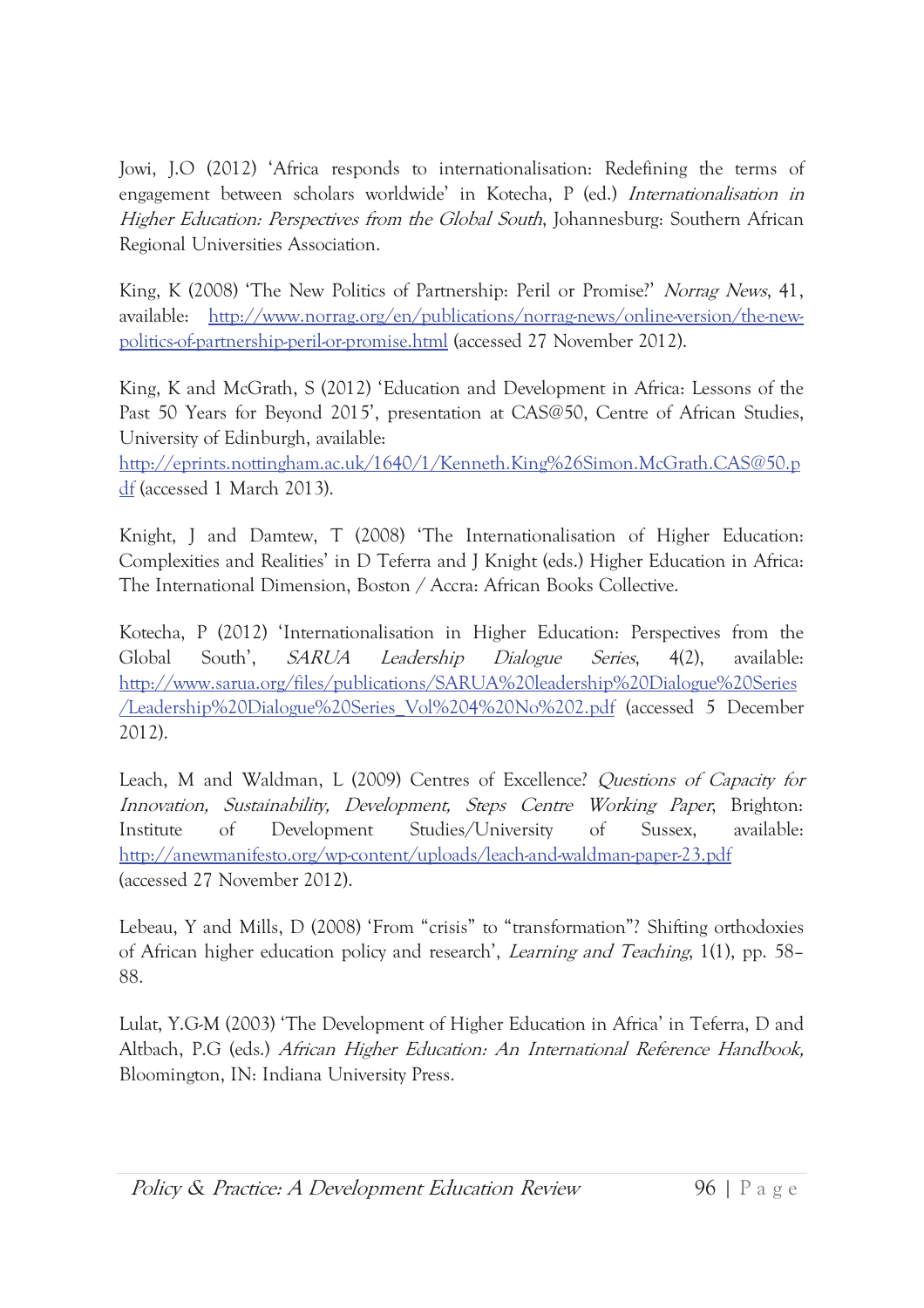Jowi, J.O (2012) 'Africa responds to internationalisation: Redefining the terms of engagement between scholars worldwide' in Kotecha, P (ed.) *Internationalisation in Higher Education: Perspectives from the Global South*, Johannesburg: Southern African Regional Universities Association.

King, K (2008) 'The New Politics of Partnership: Peril or Promise?' *Norrag News*, 41, available: http://www.norrag.org/en/publications/norrag-news/online-version/the-new-politics-of-partnership-peril-or-promise.html (accessed 27 November 2012).

King, K and McGrath, S (2012) 'Education and Development in Africa: Lessons of the Past 50 Years for Beyond 2015', presentation at CAS@50, Centre of African Studies, University of Edinburgh, available: http://eprints.nottingham.ac.uk/1640/1/Kenneth.King%26Simon.McGrath.CAS@50.pdf (accessed 1 March 2013).

Knight, J and Damtew, T (2008) 'The Internationalisation of Higher Education: Complexities and Realities' in D Teferra and J Knight (eds.) Higher Education in Africa: The International Dimension, Boston / Accra: African Books Collective.

Kotecha, P (2012) 'Internationalisation in Higher Education: Perspectives from the Global South', *SARUA Leadership Dialogue Series*, 4(2), available: http://www.sarua.org/files/publications/SARUA%20leadership%20Dialogue%20Series/Leadership%20Dialogue%20Series_Vol%204%20No%202.pdf (accessed 5 December 2012).

Leach, M and Waldman, L (2009) Centres of Excellence? *Questions of Capacity for Innovation, Sustainability, Development, Steps Centre Working Paper*, Brighton: Institute of Development Studies/University of Sussex, available: http://anewmanifesto.org/wp-content/uploads/leach-and-waldman-paper-23.pdf (accessed 27 November 2012).

Lebeau, Y and Mills, D (2008) 'From "crisis" to "transformation"? Shifting orthodoxies of African higher education policy and research', *Learning and Teaching*, 1(1), pp. 58–88.

Lulat, Y.G-M (2003) 'The Development of Higher Education in Africa' in Teferra, D and Altbach, P.G (eds.) *African Higher Education: An International Reference Handbook,* Bloomington, IN: Indiana University Press.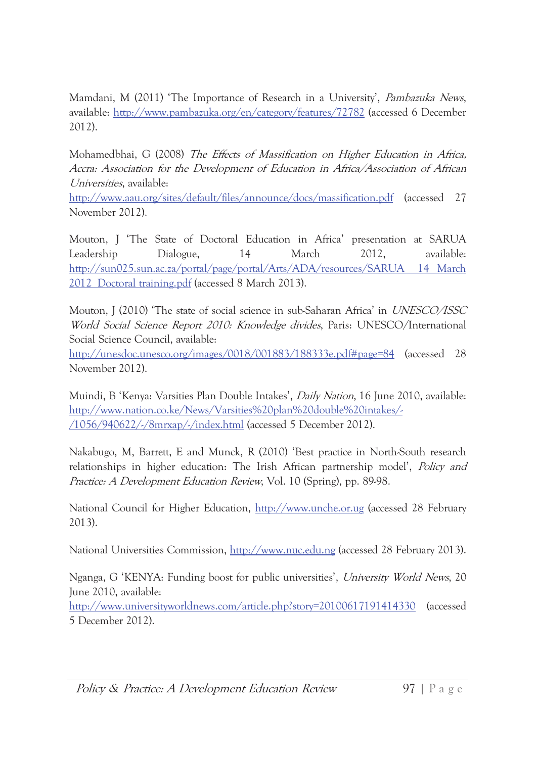Mamdani, M (2011) 'The Importance of Research in a University', *Pambazuka News*, available: http://www.pambazuka.org/en/category/features/72782 (accessed 6 December 2012).

Mohamedbhai, G (2008) *The Effects of Massification on Higher Education in Africa, Accra: Association for the Development of Education in Africa/Association of African Universities*, available: http://www.aau.org/sites/default/files/announce/docs/massification.pdf (accessed 27 November 2012).

Mouton, J 'The State of Doctoral Education in Africa' presentation at SARUA Leadership Dialogue, 14 March 2012, available: http://sun025.sun.ac.za/portal/page/portal/Arts/ADA/resources/SARUA 14 March 2012 Doctoral training.pdf (accessed 8 March 2013).

Mouton, J (2010) 'The state of social science in sub-Saharan Africa' in *UNESCO/ISSC World Social Science Report 2010: Knowledge divides*, Paris: UNESCO/International Social Science Council, available: http://unesdoc.unesco.org/images/0018/001883/188333e.pdf#page=84 (accessed 28 November 2012).

Muindi, B 'Kenya: Varsities Plan Double Intakes', *Daily Nation*, 16 June 2010, available: http://www.nation.co.ke/News/Varsities%20plan%20double%20intakes/-/1056/940622/-/8mrxap/-/index.html (accessed 5 December 2012).

Nakabugo, M, Barrett, E and Munck, R (2010) 'Best practice in North-South research relationships in higher education: The Irish African partnership model', *Policy and Practice: A Development Education Review*, Vol. 10 (Spring), pp. 89-98.

National Council for Higher Education, http://www.unche.or.ug (accessed 28 February 2013).

National Universities Commission, http://www.nuc.edu.ng (accessed 28 February 2013).

Nganga, G 'KENYA: Funding boost for public universities', *University World News*, 20 June 2010, available: http://www.universityworldnews.com/article.php?story=20100617191414330 (accessed 5 December 2012).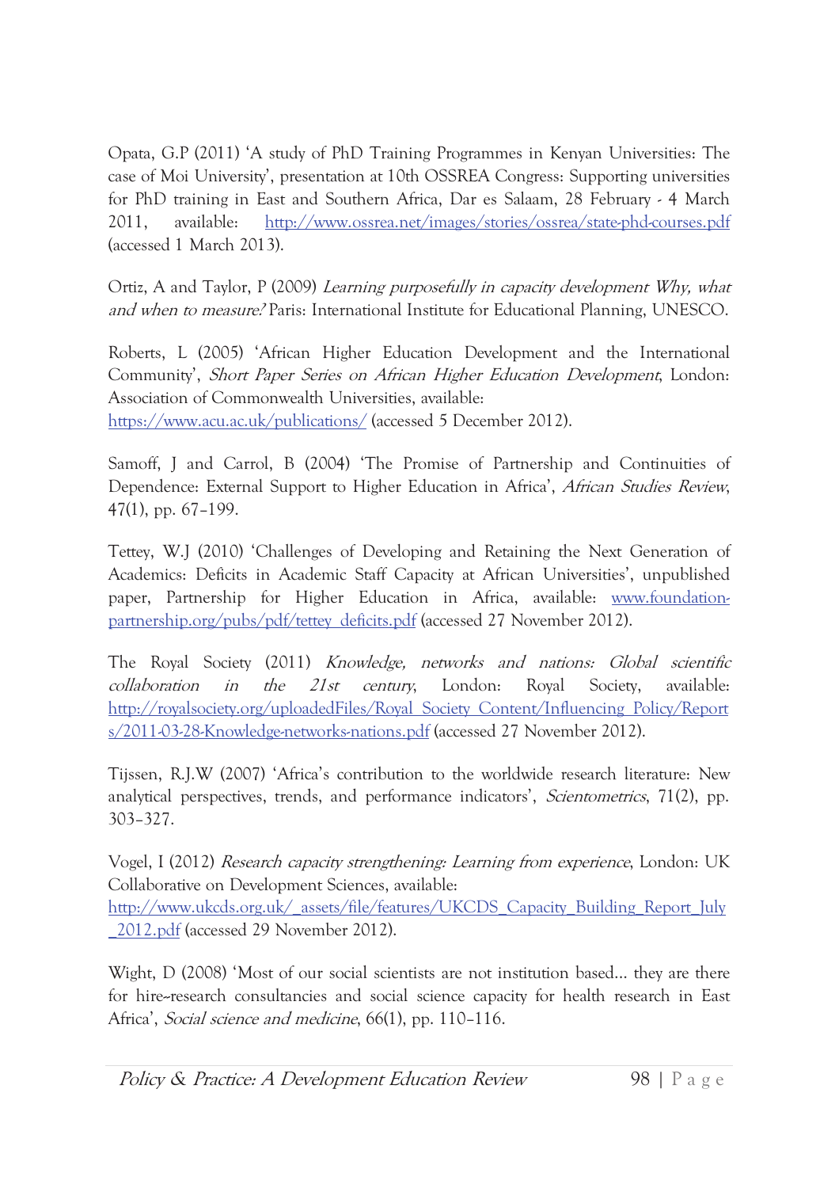Opata, G.P (2011) 'A study of PhD Training Programmes in Kenyan Universities: The case of Moi University', presentation at 10th OSSREA Congress: Supporting universities for PhD training in East and Southern Africa, Dar es Salaam, 28 February - 4 March 2011, available: http://www.ossrea.net/images/stories/ossrea/state-phd-courses.pdf (accessed 1 March 2013).

Ortiz, A and Taylor, P (2009) *Learning purposefully in capacity development Why, what and when to measure?* Paris: International Institute for Educational Planning, UNESCO.

Roberts, L (2005) 'African Higher Education Development and the International Community', *Short Paper Series on African Higher Education Development*, London: Association of Commonwealth Universities, available: https://www.acu.ac.uk/publications/ (accessed 5 December 2012).

Samoff, J and Carrol, B (2004) 'The Promise of Partnership and Continuities of Dependence: External Support to Higher Education in Africa', *African Studies Review*, 47(1), pp. 67–199.

Tettey, W.J (2010) 'Challenges of Developing and Retaining the Next Generation of Academics: Deficits in Academic Staff Capacity at African Universities', unpublished paper, Partnership for Higher Education in Africa, available: www.foundation-partnership.org/pubs/pdf/tettey_deficits.pdf (accessed 27 November 2012).

The Royal Society (2011) *Knowledge, networks and nations: Global scientific collaboration in the 21st century*, London: Royal Society, available: http://royalsociety.org/uploadedFiles/Royal_Society_Content/Influencing_Policy/Reports/2011-03-28-Knowledge-networks-nations.pdf (accessed 27 November 2012).

Tijssen, R.J.W (2007) 'Africa's contribution to the worldwide research literature: New analytical perspectives, trends, and performance indicators', *Scientometrics*, 71(2), pp. 303–327.

Vogel, I (2012) *Research capacity strengthening: Learning from experience*, London: UK Collaborative on Development Sciences, available: http://www.ukcds.org.uk/_assets/file/features/UKCDS_Capacity_Building_Report_July_2012.pdf (accessed 29 November 2012).

Wight, D (2008) 'Most of our social scientists are not institution based… they are there for hire–research consultancies and social science capacity for health research in East Africa', *Social science and medicine*, 66(1), pp. 110–116.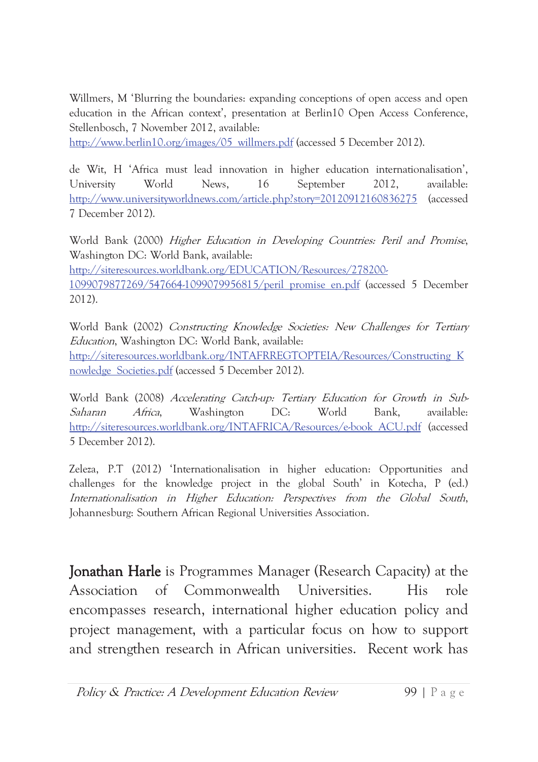Willmers, M 'Blurring the boundaries: expanding conceptions of open access and open education in the African context', presentation at Berlin10 Open Access Conference, Stellenbosch, 7 November 2012, available: http://www.berlin10.org/images/05_willmers.pdf (accessed 5 December 2012).

de Wit, H 'Africa must lead innovation in higher education internationalisation', University World News, 16 September 2012, available: http://www.universityworldnews.com/article.php?story=20120912160836275 (accessed 7 December 2012).

World Bank (2000) *Higher Education in Developing Countries: Peril and Promise*, Washington DC: World Bank, available: http://siteresources.worldbank.org/EDUCATION/Resources/278200-1099079877269/547664-1099079956815/peril_promise_en.pdf (accessed 5 December 2012).

World Bank (2002) *Constructing Knowledge Societies: New Challenges for Tertiary Education*, Washington DC: World Bank, available: http://siteresources.worldbank.org/INTAFRREGTOPTEIA/Resources/Constructing_Knowledge_Societies.pdf (accessed 5 December 2012).

World Bank (2008) *Accelerating Catch-up: Tertiary Education for Growth in Sub-Saharan Africa*, Washington DC: World Bank, available: http://siteresources.worldbank.org/INTAFRICA/Resources/e-book_ACU.pdf (accessed 5 December 2012).

Zeleza, P.T (2012) 'Internationalisation in higher education: Opportunities and challenges for the knowledge project in the global South' in Kotecha, P (ed.) *Internationalisation in Higher Education: Perspectives from the Global South*, Johannesburg: Southern African Regional Universities Association.

**Jonathan Harle** is Programmes Manager (Research Capacity) at the Association of Commonwealth Universities. His role encompasses research, international higher education policy and project management, with a particular focus on how to support and strengthen research in African universities. Recent work has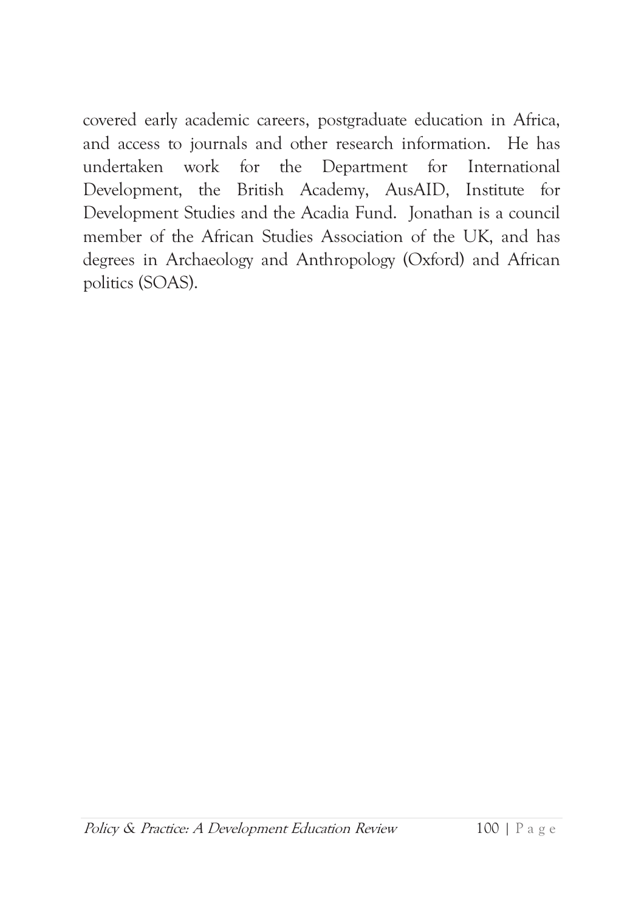covered early academic careers, postgraduate education in Africa, and access to journals and other research information. He has undertaken work for the Department for International Development, the British Academy, AusAID, Institute for Development Studies and the Acadia Fund. Jonathan is a council member of the African Studies Association of the UK, and has degrees in Archaeology and Anthropology (Oxford) and African politics (SOAS).